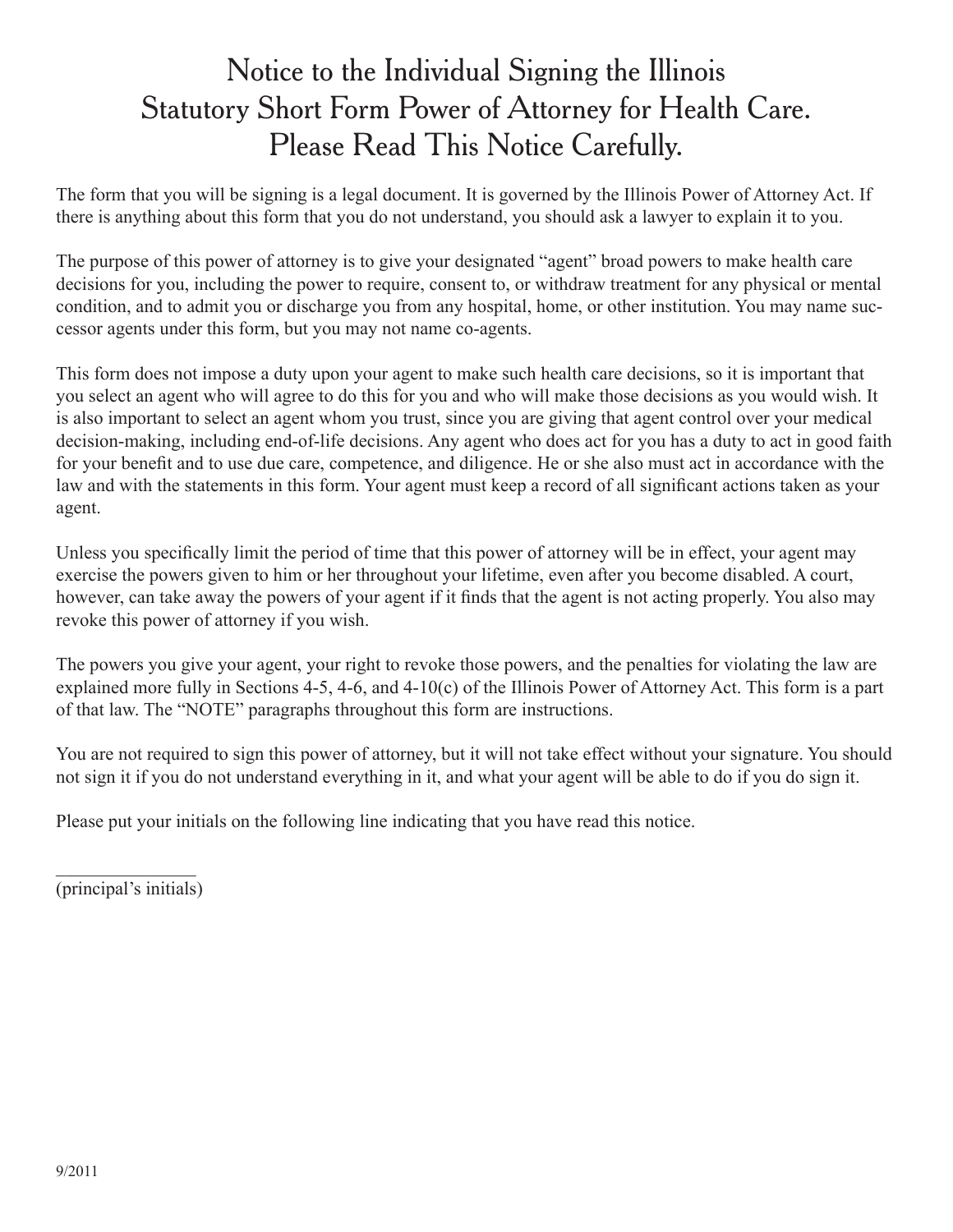# Notice to the Individual Signing the Illinois Statutory Short Form Power of Attorney for Health Care. Please Read This Notice Carefully.

The form that you will be signing is a legal document. It is governed by the Illinois Power of Attorney Act. If there is anything about this form that you do not understand, you should ask a lawyer to explain it to you.

The purpose of this power of attorney is to give your designated "agent" broad powers to make health care decisions for you, including the power to require, consent to, or withdraw treatment for any physical or mental condition, and to admit you or discharge you from any hospital, home, or other institution. You may name successor agents under this form, but you may not name co-agents.

This form does not impose a duty upon your agent to make such health care decisions, so it is important that you select an agent who will agree to do this for you and who will make those decisions as you would wish. It is also important to select an agent whom you trust, since you are giving that agent control over your medical decision-making, including end-of-life decisions. Any agent who does act for you has a duty to act in good faith for your benefit and to use due care, competence, and diligence. He or she also must act in accordance with the law and with the statements in this form. Your agent must keep a record of all significant actions taken as your agent.

Unless you specifically limit the period of time that this power of attorney will be in effect, your agent may exercise the powers given to him or her throughout your lifetime, even after you become disabled. A court, however, can take away the powers of your agent if it finds that the agent is not acting properly. You also may revoke this power of attorney if you wish.

The powers you give your agent, your right to revoke those powers, and the penalties for violating the law are explained more fully in Sections 4-5, 4-6, and 4-10(c) of the Illinois Power of Attorney Act. This form is a part of that law. The "NOTE" paragraphs throughout this form are instructions.

You are not required to sign this power of attorney, but it will not take effect without your signature. You should not sign it if you do not understand everything in it, and what your agent will be able to do if you do sign it.

Please put your initials on the following line indicating that you have read this notice.

_______________
(principal's initials)

9/2011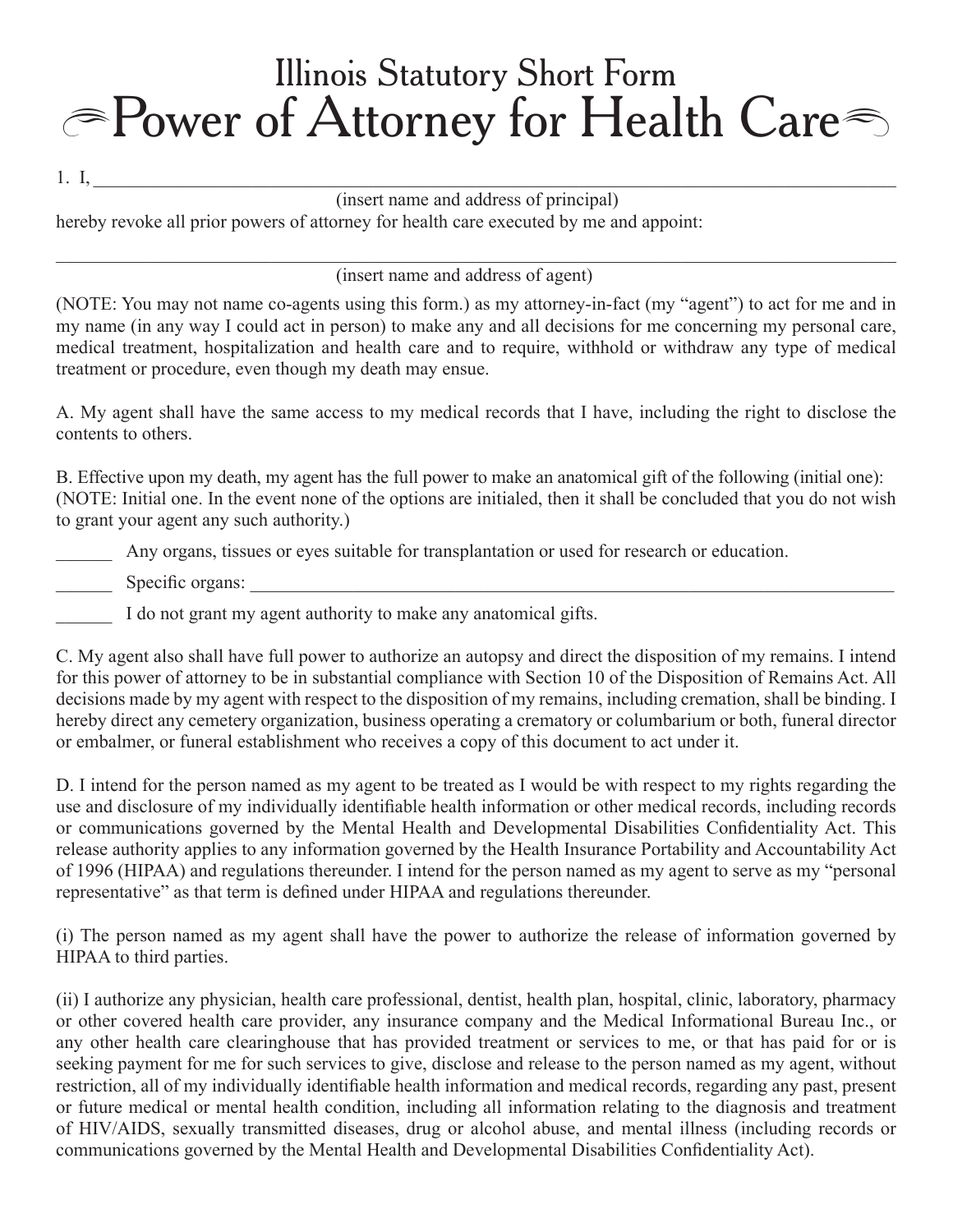# Illinois Statutory Short Form
# Power of Attorney for Health Care

1. I, ______________________________________________________________________________
(insert name and address of principal)
hereby revoke all prior powers of attorney for health care executed by me and appoint:

______________________________________________________________________________________
(insert name and address of agent)

(NOTE: You may not name co-agents using this form.) as my attorney-in-fact (my "agent") to act for me and in my name (in any way I could act in person) to make any and all decisions for me concerning my personal care, medical treatment, hospitalization and health care and to require, withhold or withdraw any type of medical treatment or procedure, even though my death may ensue.

A. My agent shall have the same access to my medical records that I have, including the right to disclose the contents to others.

B. Effective upon my death, my agent has the full power to make an anatomical gift of the following (initial one): (NOTE: Initial one. In the event none of the options are initialed, then it shall be concluded that you do not wish to grant your agent any such authority.)

______ Any organs, tissues or eyes suitable for transplantation or used for research or education.

______ Specific organs: ______________________________________________________________

______ I do not grant my agent authority to make any anatomical gifts.

C. My agent also shall have full power to authorize an autopsy and direct the disposition of my remains. I intend for this power of attorney to be in substantial compliance with Section 10 of the Disposition of Remains Act. All decisions made by my agent with respect to the disposition of my remains, including cremation, shall be binding. I hereby direct any cemetery organization, business operating a crematory or columbarium or both, funeral director or embalmer, or funeral establishment who receives a copy of this document to act under it.

D. I intend for the person named as my agent to be treated as I would be with respect to my rights regarding the use and disclosure of my individually identifiable health information or other medical records, including records or communications governed by the Mental Health and Developmental Disabilities Confidentiality Act. This release authority applies to any information governed by the Health Insurance Portability and Accountability Act of 1996 (HIPAA) and regulations thereunder. I intend for the person named as my agent to serve as my "personal representative" as that term is defined under HIPAA and regulations thereunder.

(i) The person named as my agent shall have the power to authorize the release of information governed by HIPAA to third parties.

(ii) I authorize any physician, health care professional, dentist, health plan, hospital, clinic, laboratory, pharmacy or other covered health care provider, any insurance company and the Medical Informational Bureau Inc., or any other health care clearinghouse that has provided treatment or services to me, or that has paid for or is seeking payment for me for such services to give, disclose and release to the person named as my agent, without restriction, all of my individually identifiable health information and medical records, regarding any past, present or future medical or mental health condition, including all information relating to the diagnosis and treatment of HIV/AIDS, sexually transmitted diseases, drug or alcohol abuse, and mental illness (including records or communications governed by the Mental Health and Developmental Disabilities Confidentiality Act).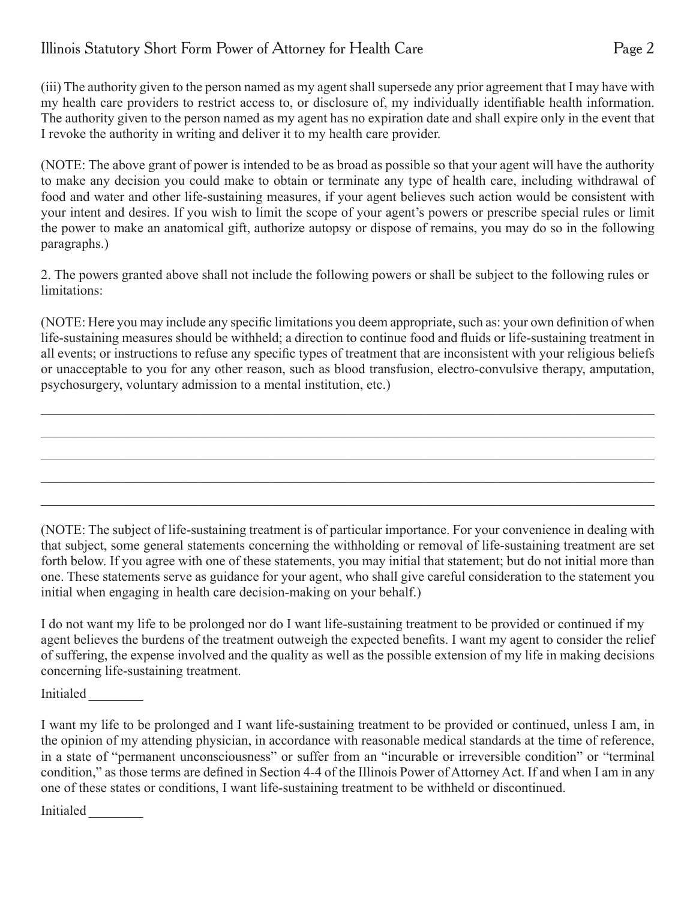(iii) The authority given to the person named as my agent shall supersede any prior agreement that I may have with my health care providers to restrict access to, or disclosure of, my individually identifiable health information. The authority given to the person named as my agent has no expiration date and shall expire only in the event that I revoke the authority in writing and deliver it to my health care provider.

(NOTE: The above grant of power is intended to be as broad as possible so that your agent will have the authority to make any decision you could make to obtain or terminate any type of health care, including withdrawal of food and water and other life-sustaining measures, if your agent believes such action would be consistent with your intent and desires. If you wish to limit the scope of your agent's powers or prescribe special rules or limit the power to make an anatomical gift, authorize autopsy or dispose of remains, you may do so in the following paragraphs.)

2. The powers granted above shall not include the following powers or shall be subject to the following rules or limitations:

(NOTE: Here you may include any specific limitations you deem appropriate, such as: your own definition of when life-sustaining measures should be withheld; a direction to continue food and fluids or life-sustaining treatment in all events; or instructions to refuse any specific types of treatment that are inconsistent with your religious beliefs or unacceptable to you for any other reason, such as blood transfusion, electro-convulsive therapy, amputation, psychosurgery, voluntary admission to a mental institution, etc.)

\_\_\_\_\_\_\_\_\_\_\_\_\_\_\_\_\_\_\_\_\_\_\_\_\_\_\_\_\_\_\_\_\_\_\_\_\_\_\_\_\_\_\_\_\_\_\_\_\_\_\_\_\_\_\_\_\_\_\_\_\_\_\_\_\_\_\_\_\_\_\_\_\_\_\_\_

\_\_\_\_\_\_\_\_\_\_\_\_\_\_\_\_\_\_\_\_\_\_\_\_\_\_\_\_\_\_\_\_\_\_\_\_\_\_\_\_\_\_\_\_\_\_\_\_\_\_\_\_\_\_\_\_\_\_\_\_\_\_\_\_\_\_\_\_\_\_\_\_\_\_\_\_

\_\_\_\_\_\_\_\_\_\_\_\_\_\_\_\_\_\_\_\_\_\_\_\_\_\_\_\_\_\_\_\_\_\_\_\_\_\_\_\_\_\_\_\_\_\_\_\_\_\_\_\_\_\_\_\_\_\_\_\_\_\_\_\_\_\_\_\_\_\_\_\_\_\_\_\_

\_\_\_\_\_\_\_\_\_\_\_\_\_\_\_\_\_\_\_\_\_\_\_\_\_\_\_\_\_\_\_\_\_\_\_\_\_\_\_\_\_\_\_\_\_\_\_\_\_\_\_\_\_\_\_\_\_\_\_\_\_\_\_\_\_\_\_\_\_\_\_\_\_\_\_\_

\_\_\_\_\_\_\_\_\_\_\_\_\_\_\_\_\_\_\_\_\_\_\_\_\_\_\_\_\_\_\_\_\_\_\_\_\_\_\_\_\_\_\_\_\_\_\_\_\_\_\_\_\_\_\_\_\_\_\_\_\_\_\_\_\_\_\_\_\_\_\_\_\_\_\_\_

(NOTE: The subject of life-sustaining treatment is of particular importance. For your convenience in dealing with that subject, some general statements concerning the withholding or removal of life-sustaining treatment are set forth below. If you agree with one of these statements, you may initial that statement; but do not initial more than one. These statements serve as guidance for your agent, who shall give careful consideration to the statement you initial when engaging in health care decision-making on your behalf.)

I do not want my life to be prolonged nor do I want life-sustaining treatment to be provided or continued if my agent believes the burdens of the treatment outweigh the expected benefits. I want my agent to consider the relief of suffering, the expense involved and the quality as well as the possible extension of my life in making decisions concerning life-sustaining treatment.

Initialed \_\_\_\_\_\_\_\_

I want my life to be prolonged and I want life-sustaining treatment to be provided or continued, unless I am, in the opinion of my attending physician, in accordance with reasonable medical standards at the time of reference, in a state of "permanent unconsciousness" or suffer from an "incurable or irreversible condition" or "terminal condition," as those terms are defined in Section 4-4 of the Illinois Power of Attorney Act. If and when I am in any one of these states or conditions, I want life-sustaining treatment to be withheld or discontinued.

Initialed \_\_\_\_\_\_\_\_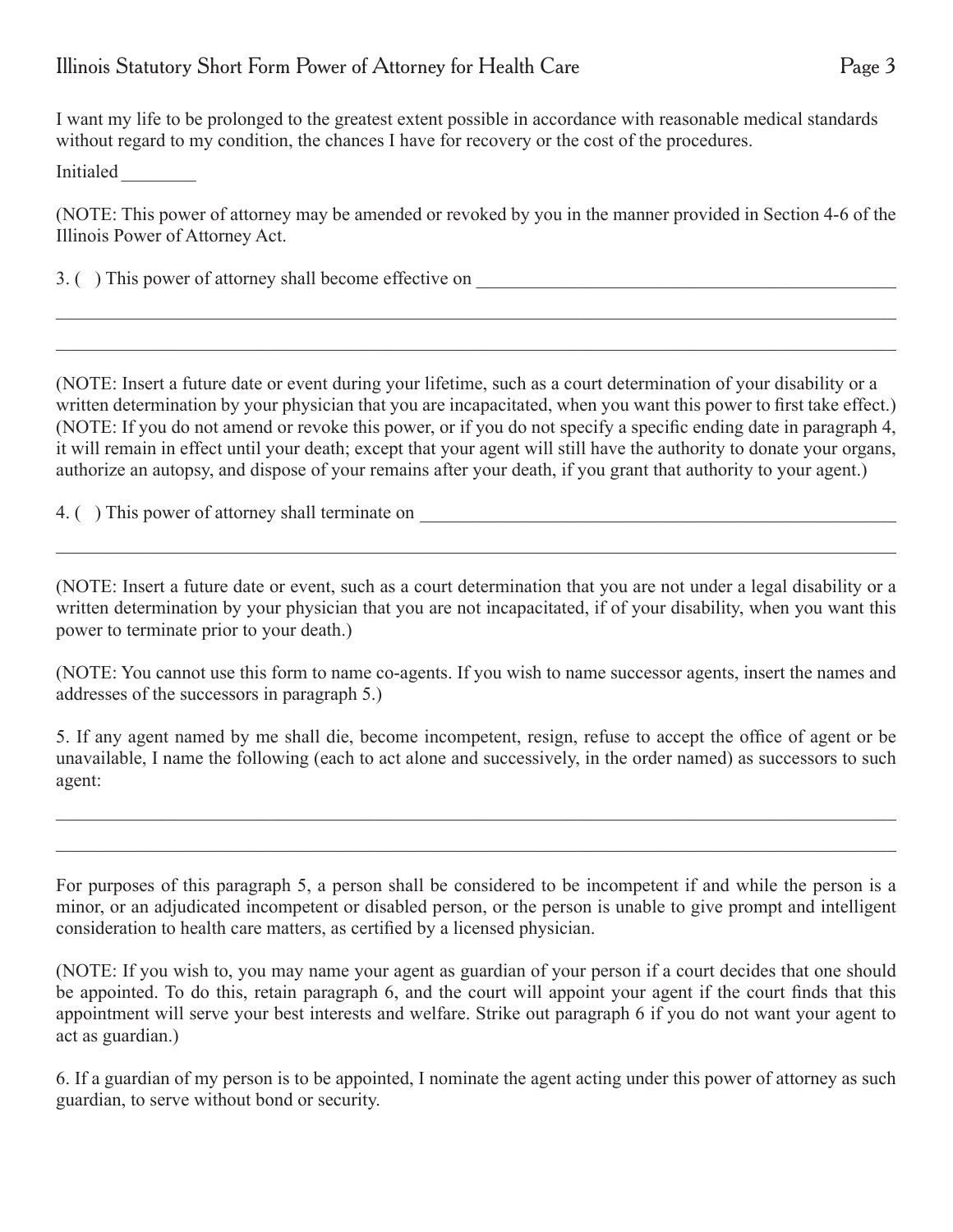I want my life to be prolonged to the greatest extent possible in accordance with reasonable medical standards without regard to my condition, the chances I have for recovery or the cost of the procedures.

Initialed ________

(NOTE: This power of attorney may be amended or revoked by you in the manner provided in Section 4-6 of the Illinois Power of Attorney Act.

3. ( ) This power of attorney shall become effective on _______________________________________________

_____________________________________________________________________________________________

_____________________________________________________________________________________________

(NOTE: Insert a future date or event during your lifetime, such as a court determination of your disability or a written determination by your physician that you are incapacitated, when you want this power to first take effect.) (NOTE: If you do not amend or revoke this power, or if you do not specify a specific ending date in paragraph 4, it will remain in effect until your death; except that your agent will still have the authority to donate your organs, authorize an autopsy, and dispose of your remains after your death, if you grant that authority to your agent.)

4. ( ) This power of attorney shall terminate on _______________________________________________________

_____________________________________________________________________________________________

(NOTE: Insert a future date or event, such as a court determination that you are not under a legal disability or a written determination by your physician that you are not incapacitated, if of your disability, when you want this power to terminate prior to your death.)

(NOTE: You cannot use this form to name co-agents. If you wish to name successor agents, insert the names and addresses of the successors in paragraph 5.)

5. If any agent named by me shall die, become incompetent, resign, refuse to accept the office of agent or be unavailable, I name the following (each to act alone and successively, in the order named) as successors to such agent:

_____________________________________________________________________________________________

_____________________________________________________________________________________________

For purposes of this paragraph 5, a person shall be considered to be incompetent if and while the person is a minor, or an adjudicated incompetent or disabled person, or the person is unable to give prompt and intelligent consideration to health care matters, as certified by a licensed physician.

(NOTE: If you wish to, you may name your agent as guardian of your person if a court decides that one should be appointed. To do this, retain paragraph 6, and the court will appoint your agent if the court finds that this appointment will serve your best interests and welfare. Strike out paragraph 6 if you do not want your agent to act as guardian.)

6. If a guardian of my person is to be appointed, I nominate the agent acting under this power of attorney as such guardian, to serve without bond or security.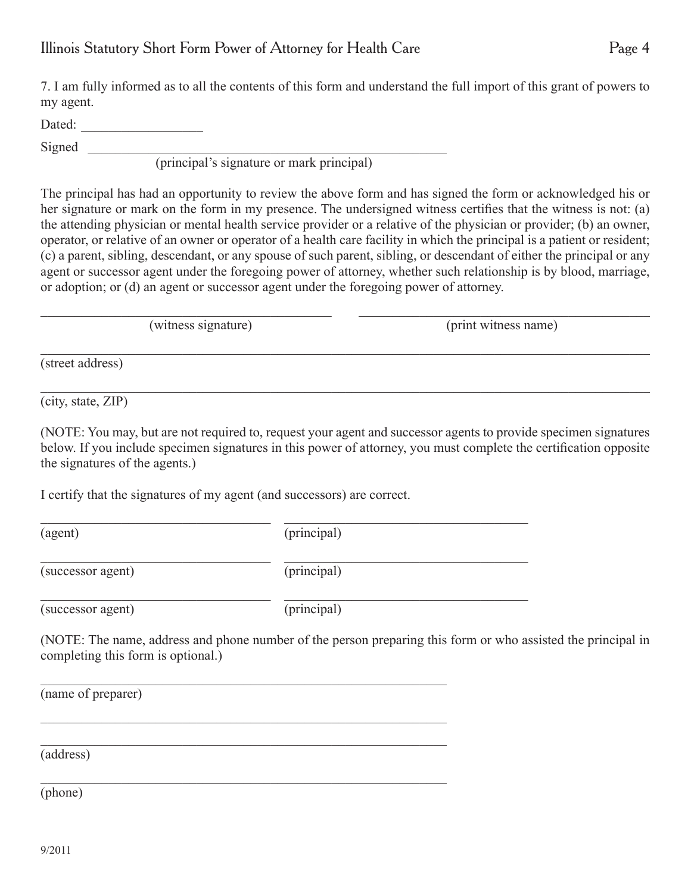7. I am fully informed as to all the contents of this form and understand the full import of this grant of powers to my agent.

Dated: ___________________

Signed _______________________________________________________
(principal's signature or mark principal)

The principal has had an opportunity to review the above form and has signed the form or acknowledged his or her signature or mark on the form in my presence. The undersigned witness certifies that the witness is not: (a) the attending physician or mental health service provider or a relative of the physician or provider; (b) an owner, operator, or relative of an owner or operator of a health care facility in which the principal is a patient or resident; (c) a parent, sibling, descendant, or any spouse of such parent, sibling, or descendant of either the principal or any agent or successor agent under the foregoing power of attorney, whether such relationship is by blood, marriage, or adoption; or (d) an agent or successor agent under the foregoing power of attorney.

_______________________________________ _______________________________________
(witness signature) (print witness name)

_______________________________________________________________________________
(street address)

_______________________________________________________________________________
(city, state, ZIP)

(NOTE: You may, but are not required to, request your agent and successor agents to provide specimen signatures below. If you include specimen signatures in this power of attorney, you must complete the certification opposite the signatures of the agents.)

I certify that the signatures of my agent (and successors) are correct.

_______________________________ _______________________________
(agent) (principal)

_______________________________ _______________________________
(successor agent) (principal)

_______________________________ _______________________________
(successor agent) (principal)

(NOTE: The name, address and phone number of the person preparing this form or who assisted the principal in completing this form is optional.)

_______________________________________________________
(name of preparer)

_______________________________________________________

_______________________________________________________
(address)

_______________________________________________________
(phone)

9/2011